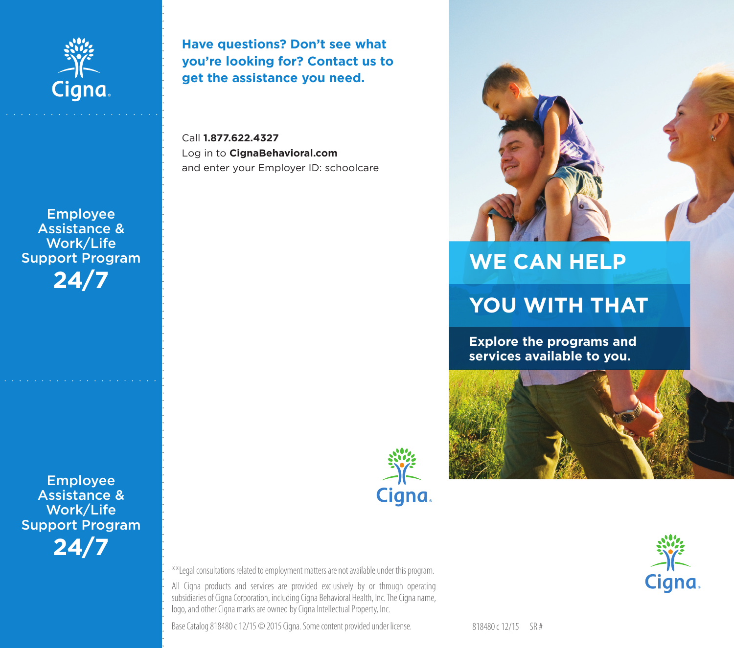Cigna

Employee Assistance & Work/Life Support Program

**24/7**

Employee Assistance & Work/Life Support Program

**24/7**

## Have questions? Don't see what you're looking for? Contact us to get the assistance you need.

Call **1.877.622.4327**
Log in to **CignaBehavioral.com**
and enter your Employer ID: schoolcare

Cigna

**Legal consultations related to employment matters are not available under this program.

All Cigna products and services are provided exclusively by or through operating subsidiaries of Cigna Corporation, including Cigna Behavioral Health, Inc. The Cigna name, logo, and other Cigna marks are owned by Cigna Intellectual Property, Inc.

Base Catalog 818480 c 12/15 © 2015 Cigna. Some content provided under license.

# WE CAN HELP YOU WITH THAT

**Explore the programs and services available to you.**

Cigna

818480 c 12/15 SR #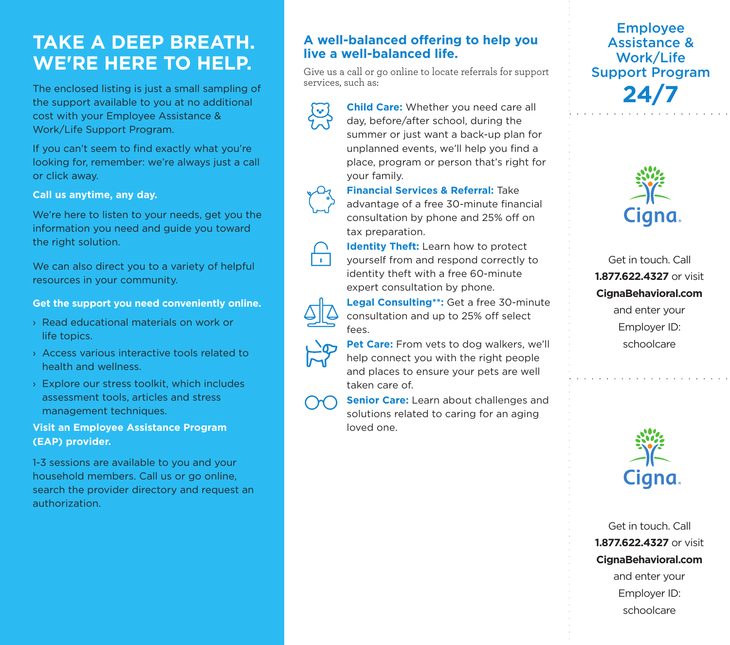# TAKE A DEEP BREATH. WE'RE HERE TO HELP.

The enclosed listing is just a small sampling of the support available to you at no additional cost with your Employee Assistance & Work/Life Support Program.

If you can't seem to find exactly what you're looking for, remember: we're always just a call or click away.

**Call us anytime, any day.**

We're here to listen to your needs, get you the information you need and guide you toward the right solution.

We can also direct you to a variety of helpful resources in your community.

**Get the support you need conveniently online.**

- Read educational materials on work or life topics.
- Access various interactive tools related to health and wellness.
- Explore our stress toolkit, which includes assessment tools, articles and stress management techniques.

**Visit an Employee Assistance Program (EAP) provider.**

1-3 sessions are available to you and your household members. Call us or go online, search the provider directory and request an authorization.

## A well-balanced offering to help you live a well-balanced life.

Give us a call or go online to locate referrals for support services, such as:

**Child Care:** Whether you need care all day, before/after school, during the summer or just want a back-up plan for unplanned events, we'll help you find a place, program or person that's right for your family.

**Financial Services & Referral:** Take advantage of a free 30-minute financial consultation by phone and 25% off on tax preparation.

**Identity Theft:** Learn how to protect yourself from and respond correctly to identity theft with a free 60-minute expert consultation by phone.

**Legal Consulting\*\*:** Get a free 30-minute consultation and up to 25% off select fees.

**Pet Care:** From vets to dog walkers, we'll help connect you with the right people and places to ensure your pets are well taken care of.

**Senior Care:** Learn about challenges and solutions related to caring for an aging loved one.

## Employee Assistance & Work/Life Support Program

## 24/7

Cigna.

Get in touch. Call **1.877.622.4327** or visit **CignaBehavioral.com** and enter your Employer ID: schoolcare

Cigna.

Get in touch. Call **1.877.622.4327** or visit **CignaBehavioral.com** and enter your Employer ID: schoolcare